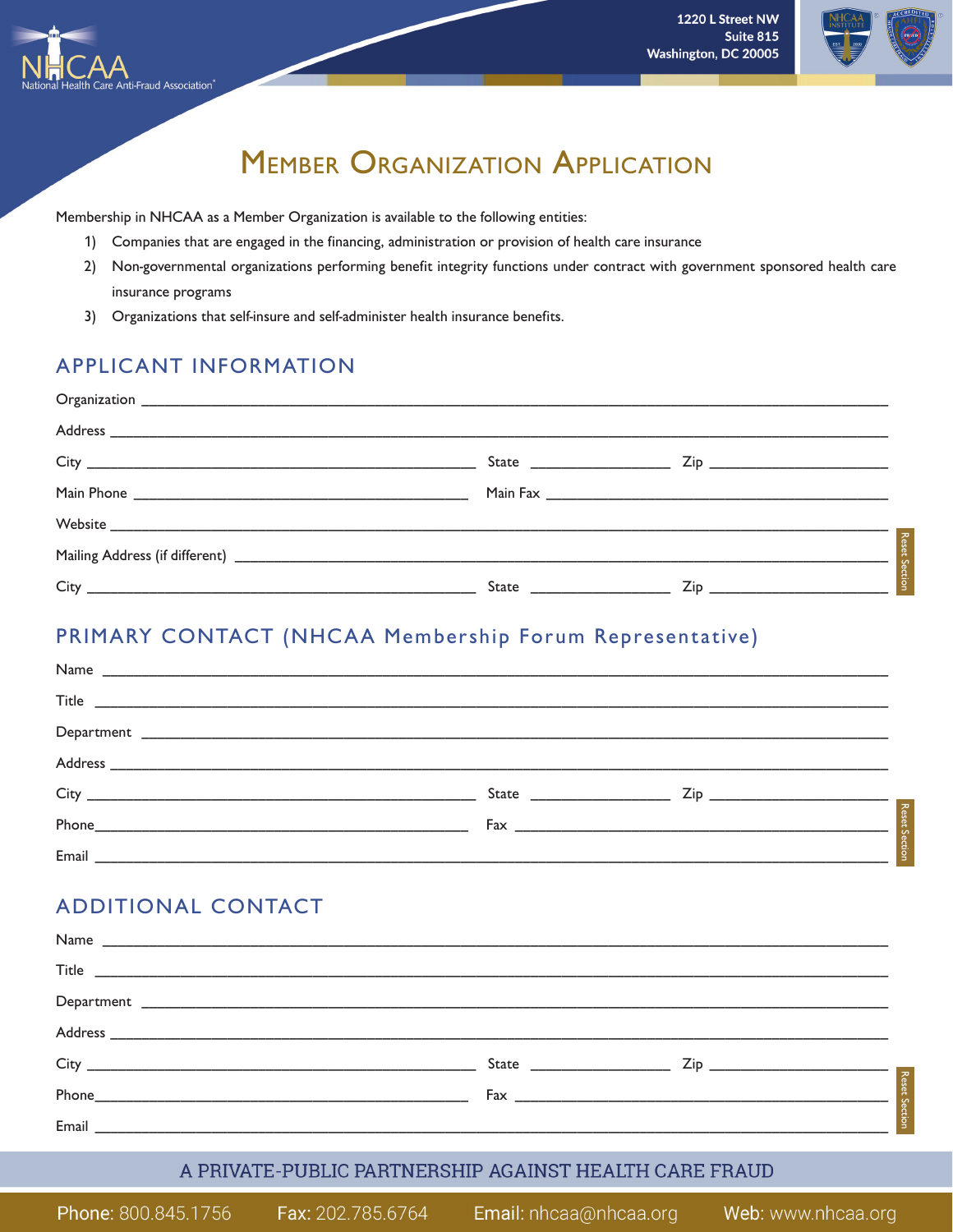NHCAA
National Health Care Anti-Fraud Association®

1220 L Street NW
Suite 815
Washington, DC 20005

# Member Organization Application

Membership in NHCAA as a Member Organization is available to the following entities:

1) Companies that are engaged in the financing, administration or provision of health care insurance
2) Non-governmental organizations performing benefit integrity functions under contract with government sponsored health care insurance programs
3) Organizations that self-insure and self-administer health insurance benefits.

## APPLICANT INFORMATION

Organization ______________________________________________

Address ______________________________________________

City ______________________ State ____________ Zip ______________

Main Phone ______________________ Main Fax ______________________

Website ______________________________________________

Mailing Address (if different) ______________________________________________

City ______________________ State ____________ Zip ______________

Reset Section

## PRIMARY CONTACT (NHCAA Membership Forum Representative)

Name ______________________________________________

Title ______________________________________________

Department ______________________________________________

Address ______________________________________________

City ______________________ State ____________ Zip ______________

Phone______________________ Fax ______________________

Email ______________________________________________

Reset Section

## ADDITIONAL CONTACT

Name ______________________________________________

Title ______________________________________________

Department ______________________________________________

Address ______________________________________________

City ______________________ State ____________ Zip ______________

Phone______________________ Fax ______________________

Email ______________________________________________

Reset Section

A PRIVATE-PUBLIC PARTNERSHIP AGAINST HEALTH CARE FRAUD

Phone: 800.845.1756 Fax: 202.785.6764 Email: nhcaa@nhcaa.org Web: www.nhcaa.org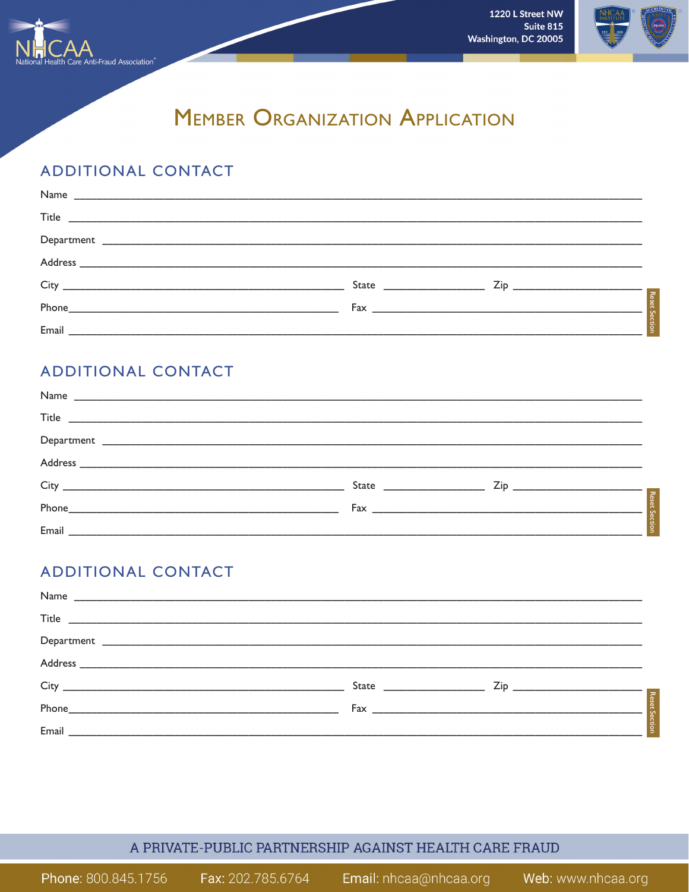# Member Organization Application

## ADDITIONAL CONTACT

Name ______________________________________________

Title ______________________________________________

Department ______________________________________________

Address ______________________________________________

City ________________________ State ____________ Zip ____________

Phone________________________ Fax ________________________

Email ______________________________________________

Reset Section

## ADDITIONAL CONTACT

Name ______________________________________________

Title ______________________________________________

Department ______________________________________________

Address ______________________________________________

City ________________________ State ____________ Zip ____________

Phone________________________ Fax ________________________

Email ______________________________________________

Reset Section

## ADDITIONAL CONTACT

Name ______________________________________________

Title ______________________________________________

Department ______________________________________________

Address ______________________________________________

City ________________________ State ____________ Zip ____________

Phone________________________ Fax ________________________

Email ______________________________________________

Reset Section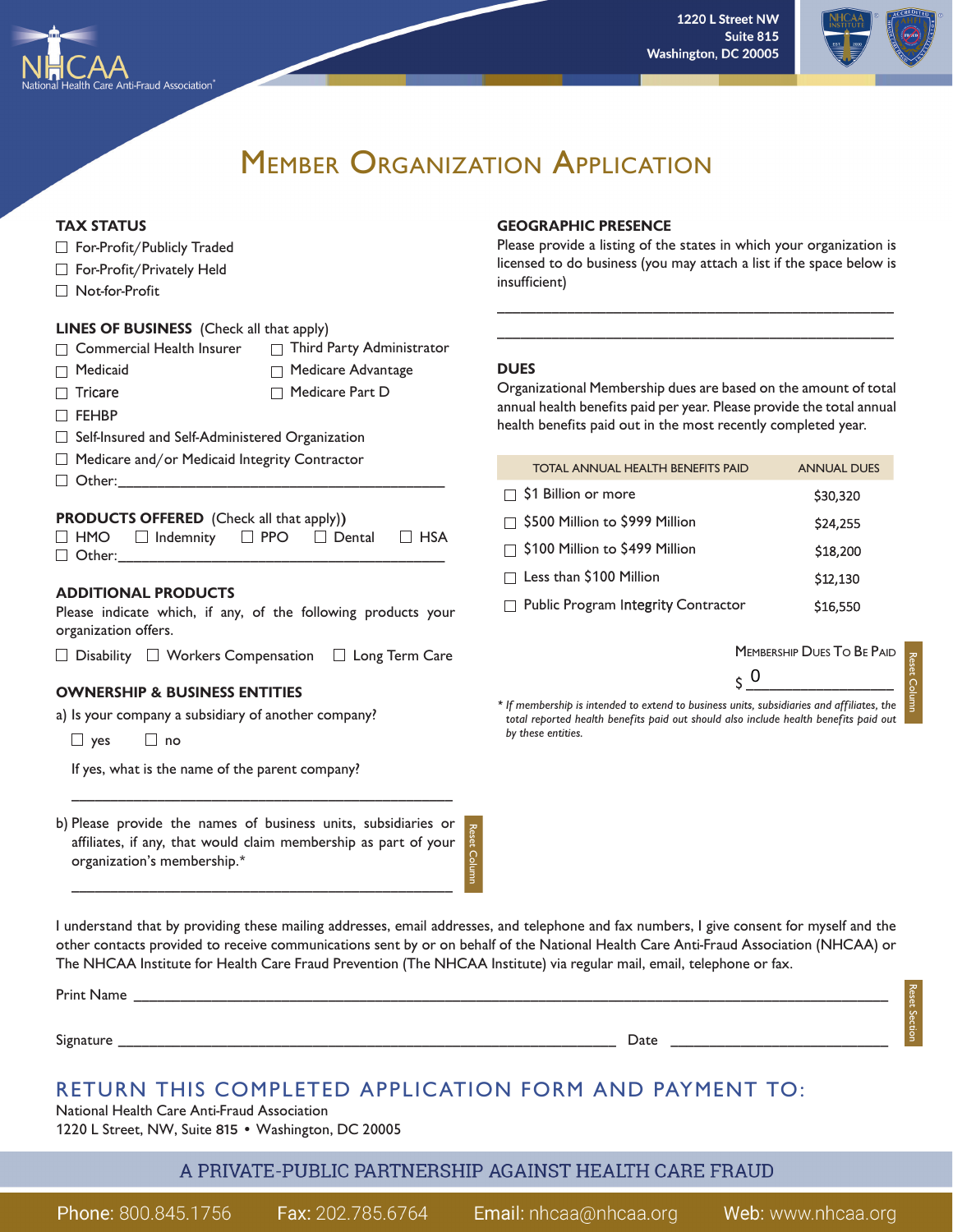# Member Organization Application

## TAX STATUS

☐ For-Profit/Publicly Traded
☐ For-Profit/Privately Held
☐ Not-for-Profit

## LINES OF BUSINESS (Check all that apply)

☐ Commercial Health Insurer
☐ Third Party Administrator
☐ Medicaid
☐ Medicare Advantage
☐ Tricare
☐ Medicare Part D
☐ FEHBP
☐ Self-Insured and Self-Administered Organization
☐ Medicare and/or Medicaid Integrity Contractor
☐ Other:\_\_\_\_\_\_\_\_\_\_\_\_\_\_\_\_\_\_\_\_\_\_\_\_\_\_\_\_\_\_\_\_\_\_\_\_\_\_\_\_

## PRODUCTS OFFERED (Check all that apply))

☐ HMO ☐ Indemnity ☐ PPO ☐ Dental ☐ HSA
☐ Other:\_\_\_\_\_\_\_\_\_\_\_\_\_\_\_\_\_\_\_\_\_\_\_\_\_\_\_\_\_\_\_\_\_\_\_\_\_\_\_\_

## ADDITIONAL PRODUCTS

Please indicate which, if any, of the following products your organization offers.

☐ Disability ☐ Workers Compensation ☐ Long Term Care

## OWNERSHIP & BUSINESS ENTITIES

a) Is your company a subsidiary of another company?

☐ yes ☐ no

If yes, what is the name of the parent company?

\_\_\_\_\_\_\_\_\_\_\_\_\_\_\_\_\_\_\_\_\_\_\_\_\_\_\_\_\_\_\_\_\_\_\_\_\_\_\_\_\_\_\_\_\_\_

b) Please provide the names of business units, subsidiaries or affiliates, if any, that would claim membership as part of your organization's membership.*

\_\_\_\_\_\_\_\_\_\_\_\_\_\_\_\_\_\_\_\_\_\_\_\_\_\_\_\_\_\_\_\_\_\_\_\_\_\_\_\_\_\_\_\_\_\_

Reset Column

## GEOGRAPHIC PRESENCE

Please provide a listing of the states in which your organization is licensed to do business (you may attach a list if the space below is insufficient)

\_\_\_\_\_\_\_\_\_\_\_\_\_\_\_\_\_\_\_\_\_\_\_\_\_\_\_\_\_\_\_\_\_\_\_\_\_\_\_\_\_\_\_\_\_\_

\_\_\_\_\_\_\_\_\_\_\_\_\_\_\_\_\_\_\_\_\_\_\_\_\_\_\_\_\_\_\_\_\_\_\_\_\_\_\_\_\_\_\_\_\_\_

## DUES

Organizational Membership dues are based on the amount of total annual health benefits paid per year. Please provide the total annual health benefits paid out in the most recently completed year.

| TOTAL ANNUAL HEALTH BENEFITS PAID | ANNUAL DUES |
|---|---|
| ☐ $1 Billion or more | $30,320 |
| ☐ $500 Million to $999 Million | $24,255 |
| ☐ $100 Million to $499 Million | $18,200 |
| ☐ Less than $100 Million | $12,130 |
| ☐ Public Program Integrity Contractor | $16,550 |

Membership Dues To Be Paid

$ 0 \_\_\_\_\_\_\_\_\_\_\_\_\_\_\_\_

*\* If membership is intended to extend to business units, subsidiaries and affiliates, the total reported health benefits paid out should also include health benefits paid out by these entities.*

Reset Column

I understand that by providing these mailing addresses, email addresses, and telephone and fax numbers, I give consent for myself and the other contacts provided to receive communications sent by or on behalf of the National Health Care Anti-Fraud Association (NHCAA) or The NHCAA Institute for Health Care Fraud Prevention (The NHCAA Institute) via regular mail, email, telephone or fax.

Print Name \_\_\_\_\_\_\_\_\_\_\_\_\_\_\_\_\_\_\_\_\_\_\_\_\_\_\_\_\_\_\_\_\_\_\_\_\_\_\_\_\_\_\_\_\_\_\_\_\_\_\_\_\_\_\_\_\_\_\_\_\_\_\_\_\_\_\_\_

Signature \_\_\_\_\_\_\_\_\_\_\_\_\_\_\_\_\_\_\_\_\_\_\_\_\_\_\_\_\_\_\_\_\_\_\_\_\_\_\_\_\_\_\_\_\_\_\_\_ Date \_\_\_\_\_\_\_\_\_\_\_\_\_\_\_\_\_\_\_\_

Reset Section

## RETURN THIS COMPLETED APPLICATION FORM AND PAYMENT TO:

National Health Care Anti-Fraud Association
1220 L Street, NW, Suite 815 • Washington, DC 20005

A PRIVATE-PUBLIC PARTNERSHIP AGAINST HEALTH CARE FRAUD

Phone: 800.845.1756 Fax: 202.785.6764 Email: nhcaa@nhcaa.org Web: www.nhcaa.org